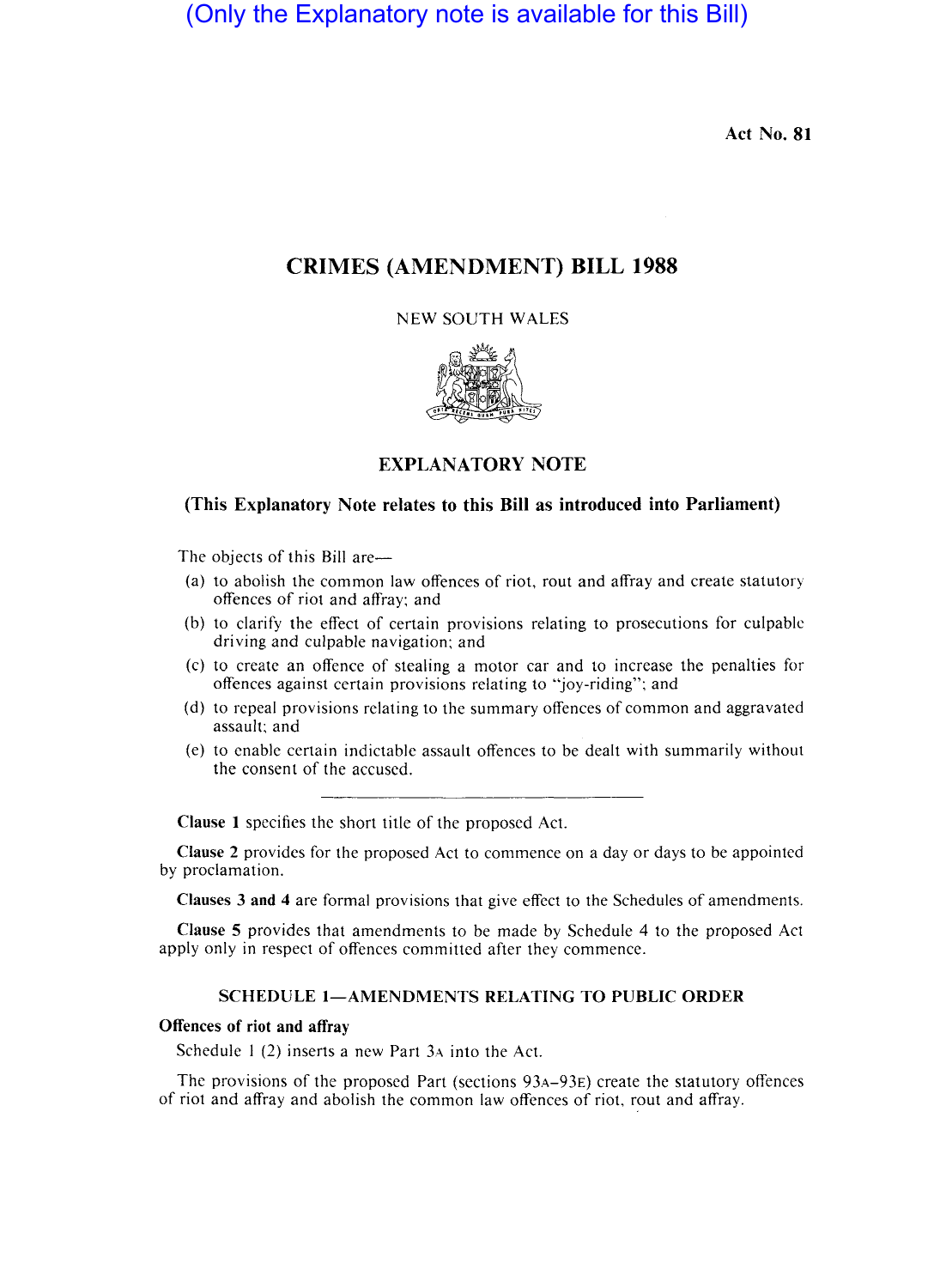(Only the Explanatory note is available for this Bill)

**Act No. 81**

# CRIMES (AMENDMENT) BILL 1988

NEW SOUTH WALES

## EXPLANATORY NOTE

### (This Explanatory Note relates to this Bill as introduced into Parliament)

The objects of this Bill are—

(a) to abolish the common law offences of riot, rout and affray and create statutory offences of riot and affray; and

(b) to clarify the effect of certain provisions relating to prosecutions for culpable driving and culpable navigation; and

(c) to create an offence of stealing a motor car and to increase the penalties for offences against certain provisions relating to "joy-riding"; and

(d) to repeal provisions relating to the summary offences of common and aggravated assault; and

(e) to enable certain indictable assault offences to be dealt with summarily without the consent of the accused.

---

**Clause 1** specifies the short title of the proposed Act.

**Clause 2** provides for the proposed Act to commence on a day or days to be appointed by proclamation.

**Clauses 3 and 4** are formal provisions that give effect to the Schedules of amendments.

**Clause 5** provides that amendments to be made by Schedule 4 to the proposed Act apply only in respect of offences committed after they commence.

### SCHEDULE 1—AMENDMENTS RELATING TO PUBLIC ORDER

**Offences of riot and affray**

Schedule 1 (2) inserts a new Part 3A into the Act.

The provisions of the proposed Part (sections 93A–93E) create the statutory offences of riot and affray and abolish the common law offences of riot, rout and affray.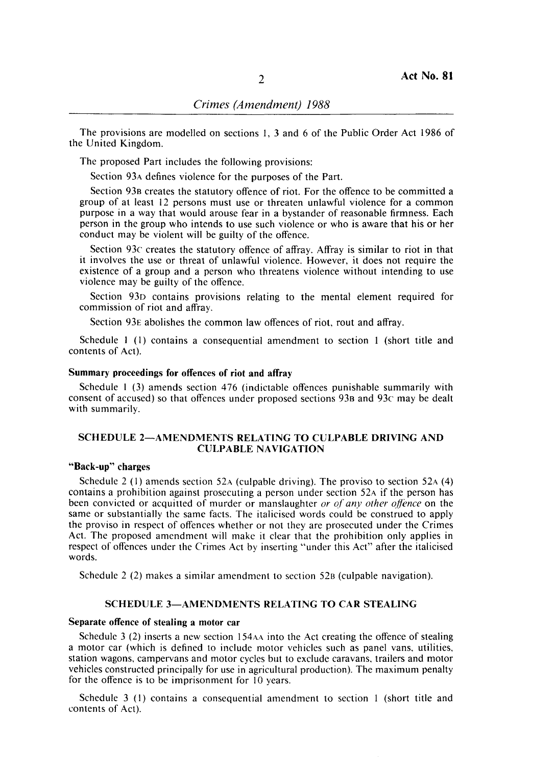The provisions are modelled on sections 1, 3 and 6 of the Public Order Act 1986 of the United Kingdom.

The proposed Part includes the following provisions:

Section 93A defines violence for the purposes of the Part.

Section 93B creates the statutory offence of riot. For the offence to be committed a group of at least 12 persons must use or threaten unlawful violence for a common purpose in a way that would arouse fear in a bystander of reasonable firmness. Each person in the group who intends to use such violence or who is aware that his or her conduct may be violent will be guilty of the offence.

Section 93C creates the statutory offence of affray. Affray is similar to riot in that it involves the use or threat of unlawful violence. However, it does not require the existence of a group and a person who threatens violence without intending to use violence may be guilty of the offence.

Section 93D contains provisions relating to the mental element required for commission of riot and affray.

Section 93E abolishes the common law offences of riot, rout and affray.

Schedule 1 (1) contains a consequential amendment to section 1 (short title and contents of Act).

**Summary proceedings for offences of riot and affray**

Schedule 1 (3) amends section 476 (indictable offences punishable summarily with consent of accused) so that offences under proposed sections 93B and 93C may be dealt with summarily.

## SCHEDULE 2—AMENDMENTS RELATING TO CULPABLE DRIVING AND CULPABLE NAVIGATION

**"Back-up" charges**

Schedule 2 (1) amends section 52A (culpable driving). The proviso to section 52A (4) contains a prohibition against prosecuting a person under section 52A if the person has been convicted or acquitted of murder or manslaughter *or of any other offence* on the same or substantially the same facts. The italicised words could be construed to apply the proviso in respect of offences whether or not they are prosecuted under the Crimes Act. The proposed amendment will make it clear that the prohibition only applies in respect of offences under the Crimes Act by inserting "under this Act" after the italicised words.

Schedule 2 (2) makes a similar amendment to section 52B (culpable navigation).

## SCHEDULE 3—AMENDMENTS RELATING TO CAR STEALING

**Separate offence of stealing a motor car**

Schedule 3 (2) inserts a new section 154AA into the Act creating the offence of stealing a motor car (which is defined to include motor vehicles such as panel vans, utilities, station wagons, campervans and motor cycles but to exclude caravans, trailers and motor vehicles constructed principally for use in agricultural production). The maximum penalty for the offence is to be imprisonment for 10 years.

Schedule 3 (1) contains a consequential amendment to section 1 (short title and contents of Act).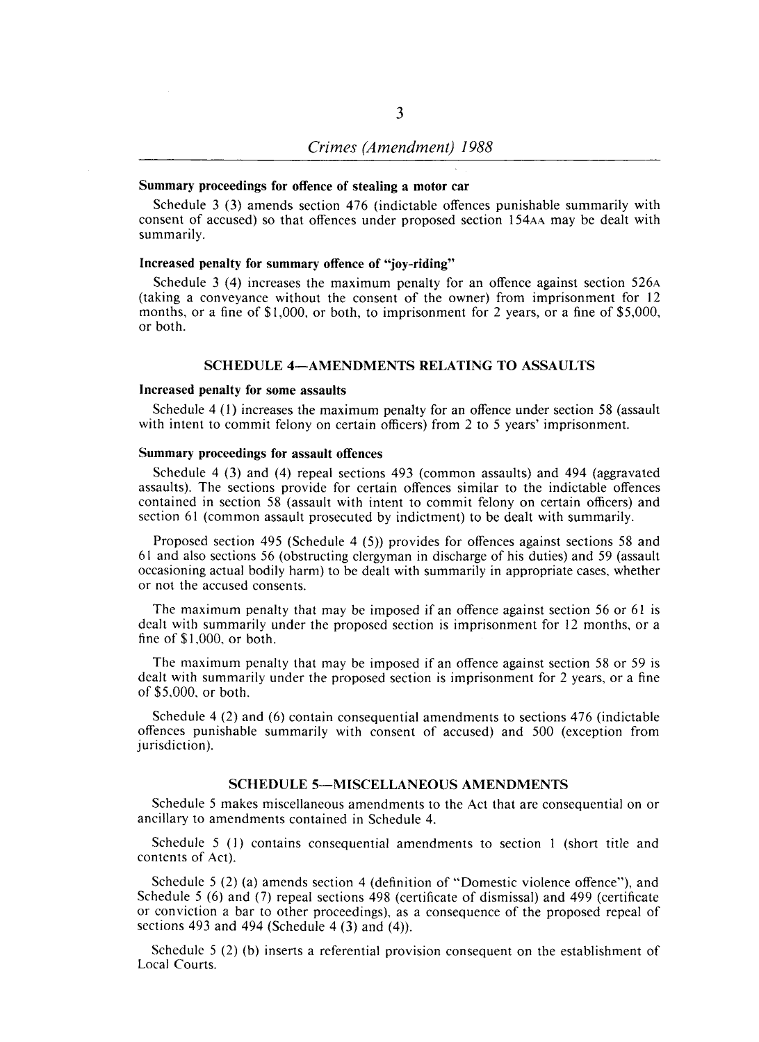**Summary proceedings for offence of stealing a motor car**

Schedule 3 (3) amends section 476 (indictable offences punishable summarily with consent of accused) so that offences under proposed section 154AA may be dealt with summarily.

**Increased penalty for summary offence of "joy-riding"**

Schedule 3 (4) increases the maximum penalty for an offence against section 526A (taking a conveyance without the consent of the owner) from imprisonment for 12 months, or a fine of $1,000, or both, to imprisonment for 2 years, or a fine of $5,000, or both.

## SCHEDULE 4—AMENDMENTS RELATING TO ASSAULTS

**Increased penalty for some assaults**

Schedule 4 (1) increases the maximum penalty for an offence under section 58 (assault with intent to commit felony on certain officers) from 2 to 5 years' imprisonment.

**Summary proceedings for assault offences**

Schedule 4 (3) and (4) repeal sections 493 (common assaults) and 494 (aggravated assaults). The sections provide for certain offences similar to the indictable offences contained in section 58 (assault with intent to commit felony on certain officers) and section 61 (common assault prosecuted by indictment) to be dealt with summarily.

Proposed section 495 (Schedule 4 (5)) provides for offences against sections 58 and 61 and also sections 56 (obstructing clergyman in discharge of his duties) and 59 (assault occasioning actual bodily harm) to be dealt with summarily in appropriate cases, whether or not the accused consents.

The maximum penalty that may be imposed if an offence against section 56 or 61 is dealt with summarily under the proposed section is imprisonment for 12 months, or a fine of $1,000, or both.

The maximum penalty that may be imposed if an offence against section 58 or 59 is dealt with summarily under the proposed section is imprisonment for 2 years, or a fine of $5,000, or both.

Schedule 4 (2) and (6) contain consequential amendments to sections 476 (indictable offences punishable summarily with consent of accused) and 500 (exception from jurisdiction).

## SCHEDULE 5—MISCELLANEOUS AMENDMENTS

Schedule 5 makes miscellaneous amendments to the Act that are consequential on or ancillary to amendments contained in Schedule 4.

Schedule 5 (1) contains consequential amendments to section 1 (short title and contents of Act).

Schedule 5 (2) (a) amends section 4 (definition of "Domestic violence offence"), and Schedule 5 (6) and (7) repeal sections 498 (certificate of dismissal) and 499 (certificate or conviction a bar to other proceedings), as a consequence of the proposed repeal of sections 493 and 494 (Schedule 4 (3) and (4)).

Schedule 5 (2) (b) inserts a referential provision consequent on the establishment of Local Courts.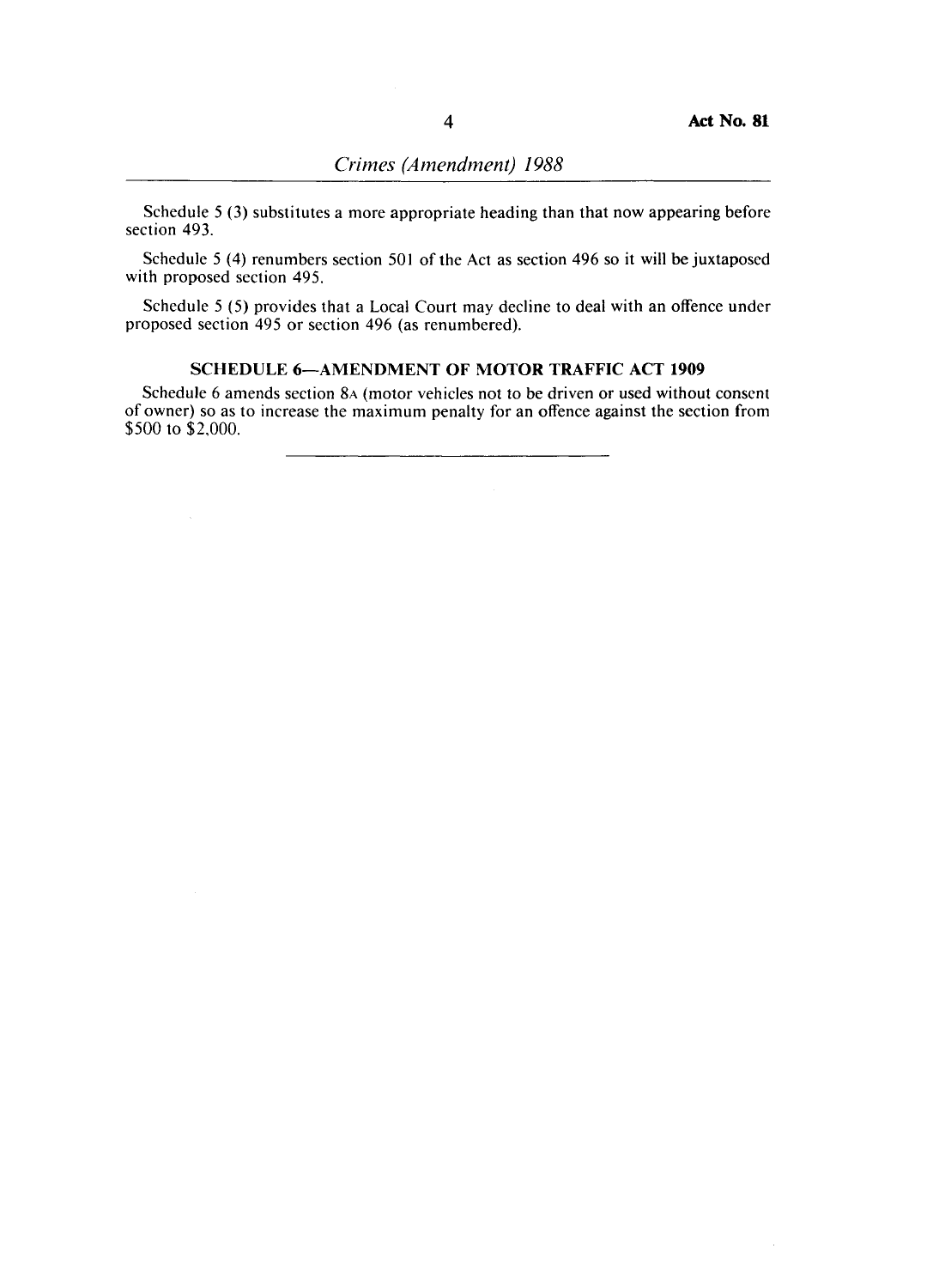Schedule 5 (3) substitutes a more appropriate heading than that now appearing before section 493.

Schedule 5 (4) renumbers section 501 of the Act as section 496 so it will be juxtaposed with proposed section 495.

Schedule 5 (5) provides that a Local Court may decline to deal with an offence under proposed section 495 or section 496 (as renumbered).

## SCHEDULE 6—AMENDMENT OF MOTOR TRAFFIC ACT 1909

Schedule 6 amends section 8A (motor vehicles not to be driven or used without consent of owner) so as to increase the maximum penalty for an offence against the section from $500 to $2,000.